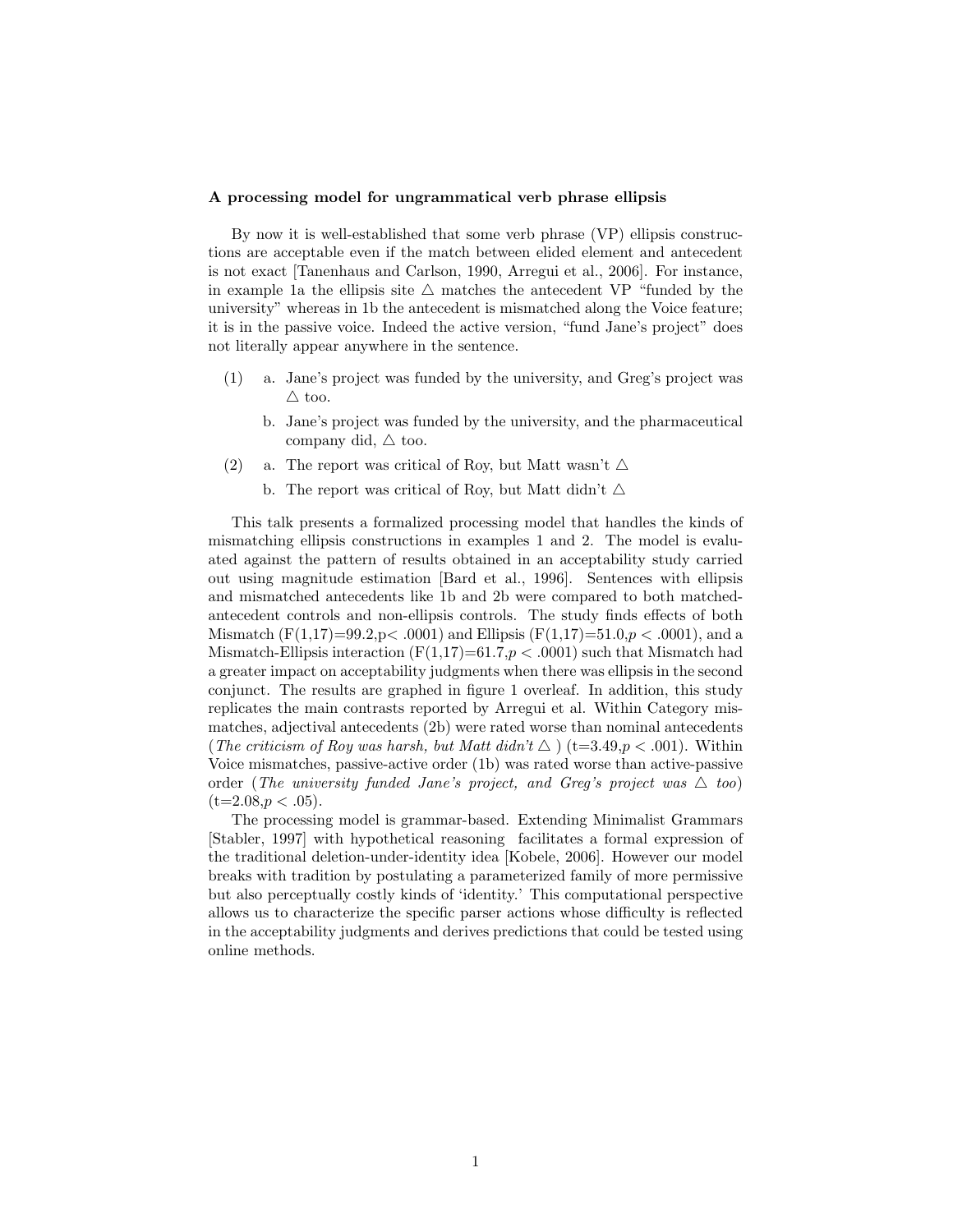**A processing model for ungrammatical verb phrase ellipsis**

By now it is well-established that some verb phrase (VP) ellipsis constructions are acceptable even if the match between elided element and antecedent is not exact [Tanenhaus and Carlson, 1990, Arregui et al., 2006]. For instance, in example 1a the ellipsis site △ matches the antecedent VP "funded by the university" whereas in 1b the antecedent is mismatched along the Voice feature; it is in the passive voice. Indeed the active version, "fund Jane's project" does not literally appear anywhere in the sentence.

(1) a. Jane's project was funded by the university, and Greg's project was △ too.

b. Jane's project was funded by the university, and the pharmaceutical company did, △ too.

(2) a. The report was critical of Roy, but Matt wasn't △

b. The report was critical of Roy, but Matt didn't △

This talk presents a formalized processing model that handles the kinds of mismatching ellipsis constructions in examples 1 and 2. The model is evaluated against the pattern of results obtained in an acceptability study carried out using magnitude estimation [Bard et al., 1996]. Sentences with ellipsis and mismatched antecedents like 1b and 2b were compared to both matched-antecedent controls and non-ellipsis controls. The study finds effects of both Mismatch ($F(1,17)=99.2, p < .0001$) and Ellipsis ($F(1,17)=51.0, p < .0001$), and a Mismatch-Ellipsis interaction ($F(1,17)=61.7, p < .0001$) such that Mismatch had a greater impact on acceptability judgments when there was ellipsis in the second conjunct. The results are graphed in figure 1 overleaf. In addition, this study replicates the main contrasts reported by Arregui et al. Within Category mismatches, adjectival antecedents (2b) were rated worse than nominal antecedents (*The criticism of Roy was harsh, but Matt didn't* △ ) ($t=3.49, p < .001$). Within Voice mismatches, passive-active order (1b) was rated worse than active-passive order (*The university funded Jane's project, and Greg's project was* △ *too*) ($t=2.08, p < .05$).

The processing model is grammar-based. Extending Minimalist Grammars [Stabler, 1997] with hypothetical reasoning facilitates a formal expression of the traditional deletion-under-identity idea [Kobele, 2006]. However our model breaks with tradition by postulating a parameterized family of more permissive but also perceptually costly kinds of 'identity.' This computational perspective allows us to characterize the specific parser actions whose difficulty is reflected in the acceptability judgments and derives predictions that could be tested using online methods.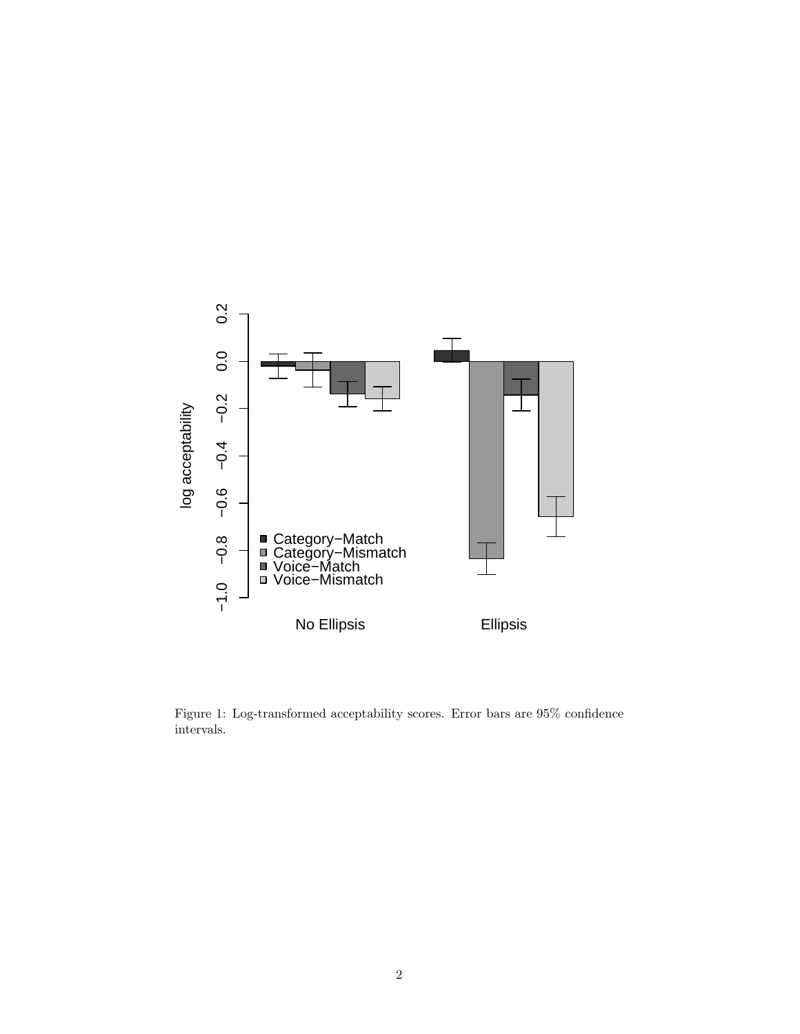Figure 1: Log-transformed acceptability scores. Error bars are 95% confidence intervals.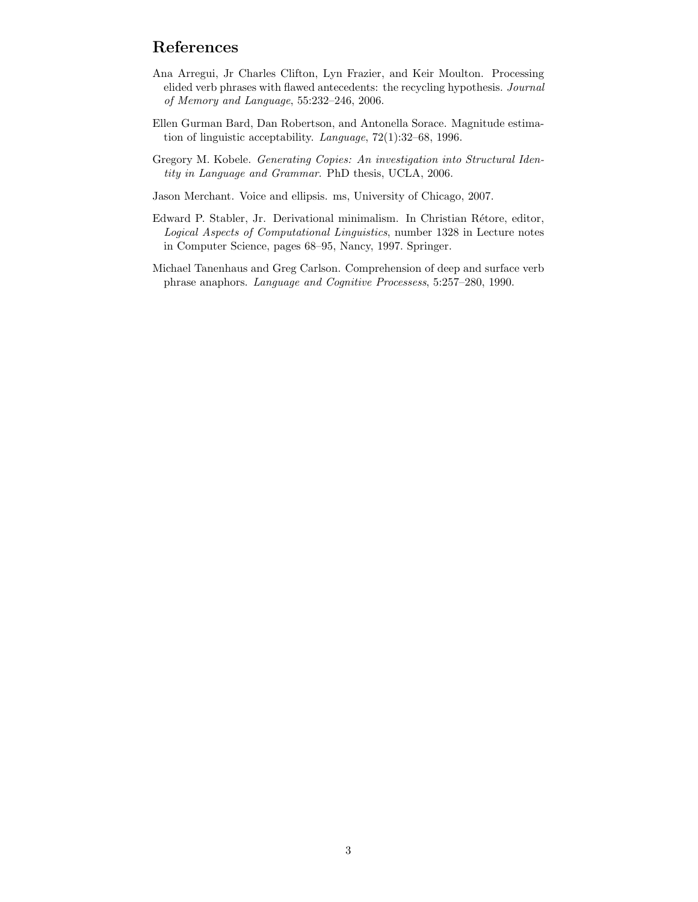## References

Ana Arregui, Jr Charles Clifton, Lyn Frazier, and Keir Moulton. Processing elided verb phrases with flawed antecedents: the recycling hypothesis. *Journal of Memory and Language*, 55:232–246, 2006.

Ellen Gurman Bard, Dan Robertson, and Antonella Sorace. Magnitude estimation of linguistic acceptability. *Language*, 72(1):32–68, 1996.

Gregory M. Kobele. *Generating Copies: An investigation into Structural Identity in Language and Grammar.* PhD thesis, UCLA, 2006.

Jason Merchant. Voice and ellipsis. ms, University of Chicago, 2007.

Edward P. Stabler, Jr. Derivational minimalism. In Christian Rétore, editor, *Logical Aspects of Computational Linguistics*, number 1328 in Lecture notes in Computer Science, pages 68–95, Nancy, 1997. Springer.

Michael Tanenhaus and Greg Carlson. Comprehension of deep and surface verb phrase anaphors. *Language and Cognitive Processess*, 5:257–280, 1990.